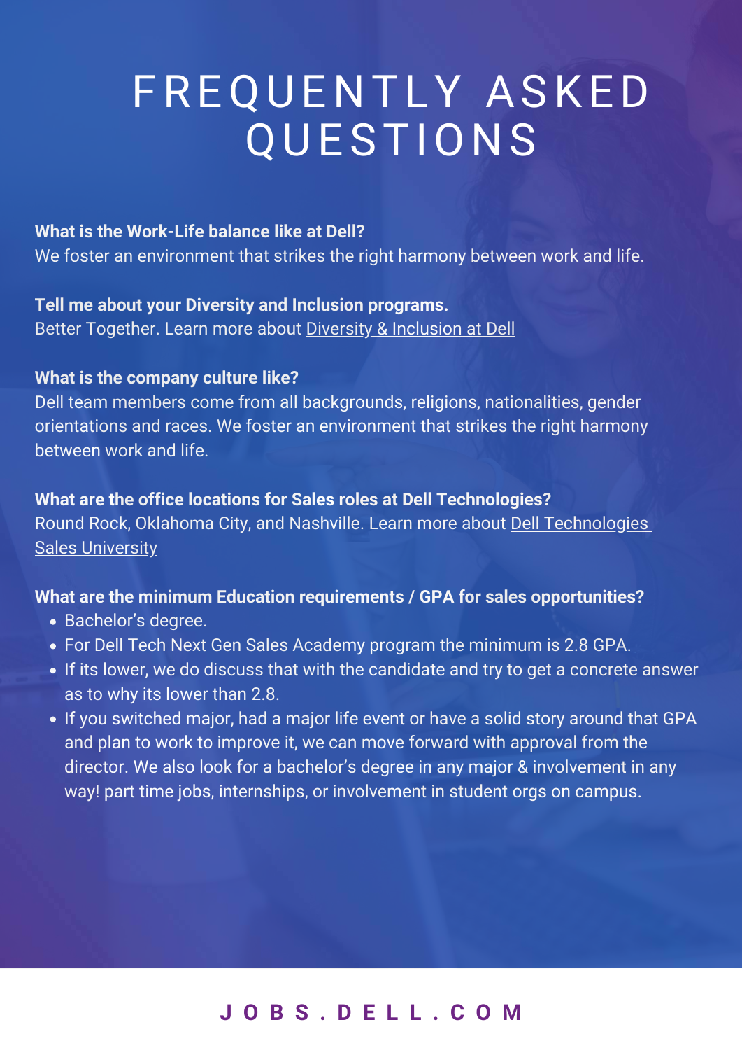# FREQUENTLY ASKED QUESTIONS

**What is the Work-Life balance like at Dell?**
We foster an environment that strikes the right harmony between work and life.

**Tell me about your Diversity and Inclusion programs.**
Better Together. Learn more about Diversity & Inclusion at Dell

**What is the company culture like?**
Dell team members come from all backgrounds, religions, nationalities, gender orientations and races. We foster an environment that strikes the right harmony between work and life.

**What are the office locations for Sales roles at Dell Technologies?**
Round Rock, Oklahoma City, and Nashville. Learn more about Dell Technologies Sales University

**What are the minimum Education requirements / GPA for sales opportunities?**

- Bachelor's degree.
- For Dell Tech Next Gen Sales Academy program the minimum is 2.8 GPA.
- If its lower, we do discuss that with the candidate and try to get a concrete answer as to why its lower than 2.8.
- If you switched major, had a major life event or have a solid story around that GPA and plan to work to improve it, we can move forward with approval from the director. We also look for a bachelor's degree in any major & involvement in any way! part time jobs, internships, or involvement in student orgs on campus.

JOBS.DELL.COM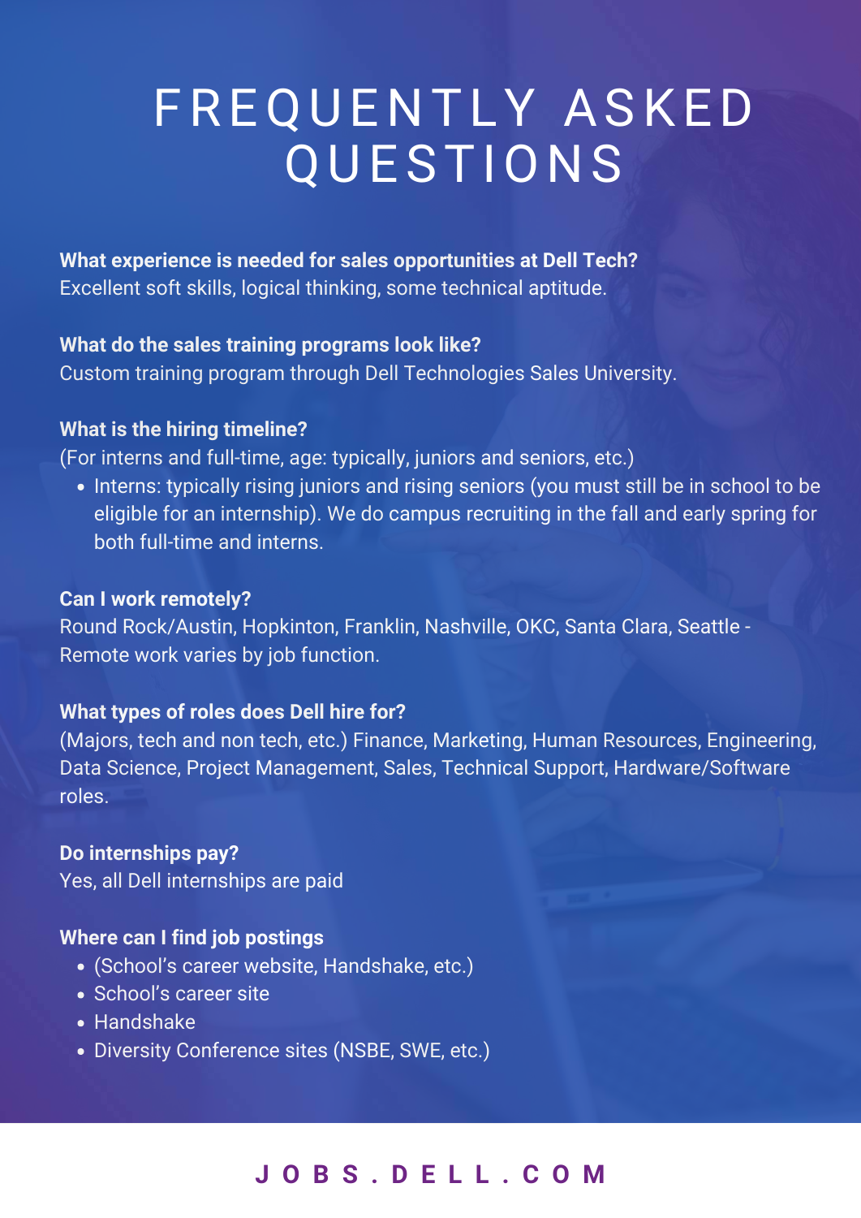# FREQUENTLY ASKED QUESTIONS

**What experience is needed for sales opportunities at Dell Tech?**
Excellent soft skills, logical thinking, some technical aptitude.

**What do the sales training programs look like?**
Custom training program through Dell Technologies Sales University.

**What is the hiring timeline?**
(For interns and full-time, age: typically, juniors and seniors, etc.)

- Interns: typically rising juniors and rising seniors (you must still be in school to be eligible for an internship). We do campus recruiting in the fall and early spring for both full-time and interns.

**Can I work remotely?**
Round Rock/Austin, Hopkinton, Franklin, Nashville, OKC, Santa Clara, Seattle - Remote work varies by job function.

**What types of roles does Dell hire for?**
(Majors, tech and non tech, etc.) Finance, Marketing, Human Resources, Engineering, Data Science, Project Management, Sales, Technical Support, Hardware/Software roles.

**Do internships pay?**
Yes, all Dell internships are paid

**Where can I find job postings**

- (School's career website, Handshake, etc.)
- School's career site
- Handshake
- Diversity Conference sites (NSBE, SWE, etc.)

JOBS.DELL.COM